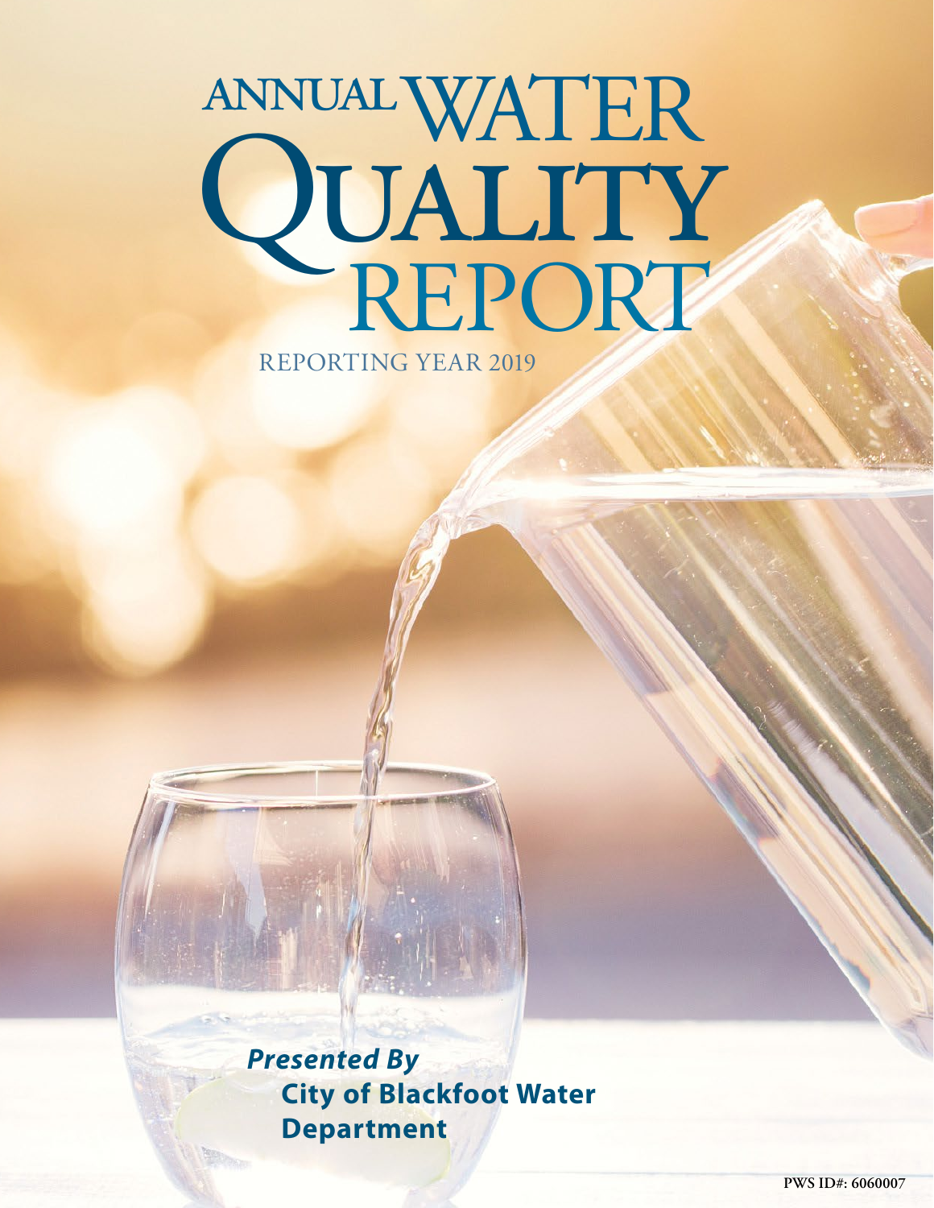# ANNUAL WATER QUALITY REPORT

REPORTING YEAR 2019

***Presented By***

**City of Blackfoot Water Department**

PWS ID#: 6060007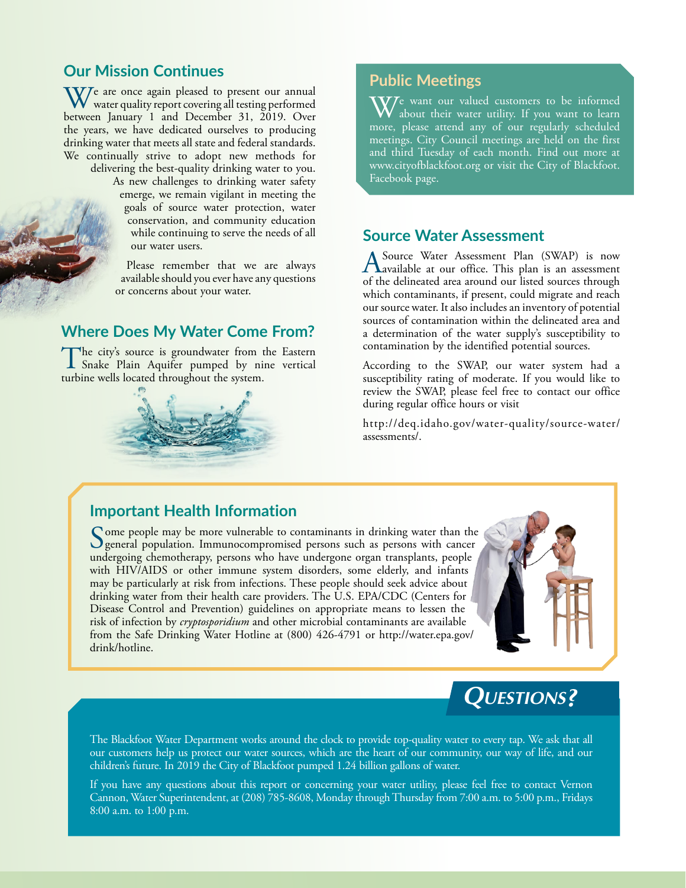## Our Mission Continues

We are once again pleased to present our annual water quality report covering all testing performed between January 1 and December 31, 2019. Over the years, we have dedicated ourselves to producing drinking water that meets all state and federal standards. We continually strive to adopt new methods for delivering the best-quality drinking water to you. As new challenges to drinking water safety emerge, we remain vigilant in meeting the goals of source water protection, water conservation, and community education while continuing to serve the needs of all our water users.

Please remember that we are always available should you ever have any questions or concerns about your water.

## Where Does My Water Come From?

The city's source is groundwater from the Eastern Snake Plain Aquifer pumped by nine vertical turbine wells located throughout the system.

## Public Meetings

We want our valued customers to be informed about their water utility. If you want to learn more, please attend any of our regularly scheduled meetings. City Council meetings are held on the first and third Tuesday of each month. Find out more at www.cityofblackfoot.org or visit the City of Blackfoot Facebook page.

## Source Water Assessment

A Source Water Assessment Plan (SWAP) is now available at our office. This plan is an assessment of the delineated area around our listed sources through which contaminants, if present, could migrate and reach our source water. It also includes an inventory of potential sources of contamination within the delineated area and a determination of the water supply's susceptibility to contamination by the identified potential sources.

According to the SWAP, our water system had a susceptibility rating of moderate. If you would like to review the SWAP, please feel free to contact our office during regular office hours or visit

http://deq.idaho.gov/water-quality/source-water/assessments/.

## Important Health Information

Some people may be more vulnerable to contaminants in drinking water than the general population. Immunocompromised persons such as persons with cancer undergoing chemotherapy, persons who have undergone organ transplants, people with HIV/AIDS or other immune system disorders, some elderly, and infants may be particularly at risk from infections. These people should seek advice about drinking water from their health care providers. The U.S. EPA/CDC (Centers for Disease Control and Prevention) guidelines on appropriate means to lessen the risk of infection by *cryptosporidium* and other microbial contaminants are available from the Safe Drinking Water Hotline at (800) 426-4791 or http://water.epa.gov/drink/hotline.

## Questions?

The Blackfoot Water Department works around the clock to provide top-quality water to every tap. We ask that all our customers help us protect our water sources, which are the heart of our community, our way of life, and our children's future. In 2019 the City of Blackfoot pumped 1.24 billion gallons of water.

If you have any questions about this report or concerning your water utility, please feel free to contact Vernon Cannon, Water Superintendent, at (208) 785-8608, Monday through Thursday from 7:00 a.m. to 5:00 p.m., Fridays 8:00 a.m. to 1:00 p.m.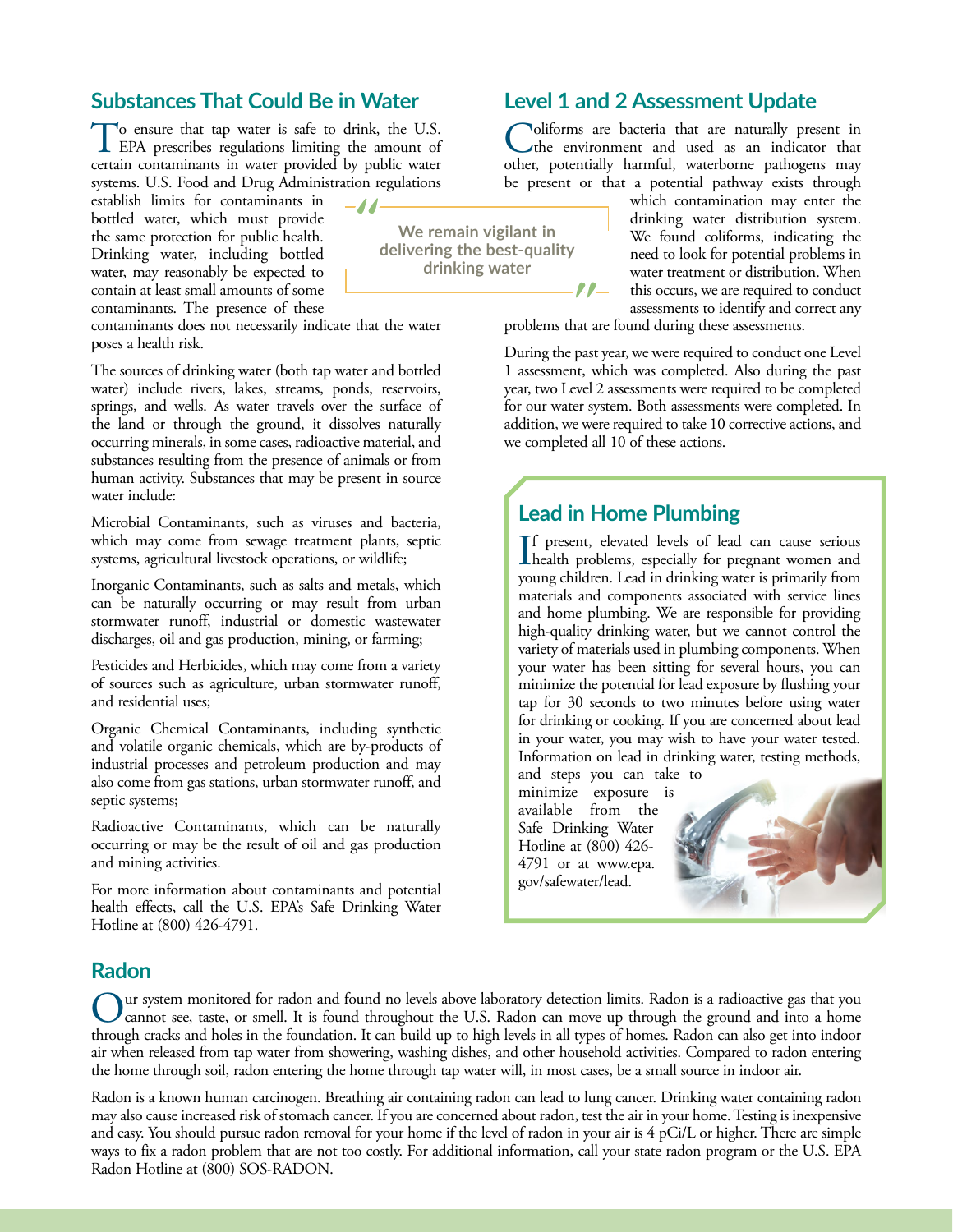## Substances That Could Be in Water

To ensure that tap water is safe to drink, the U.S. EPA prescribes regulations limiting the amount of certain contaminants in water provided by public water systems. U.S. Food and Drug Administration regulations establish limits for contaminants in bottled water, which must provide the same protection for public health. Drinking water, including bottled water, may reasonably be expected to contain at least small amounts of some contaminants. The presence of these contaminants does not necessarily indicate that the water poses a health risk.

The sources of drinking water (both tap water and bottled water) include rivers, lakes, streams, ponds, reservoirs, springs, and wells. As water travels over the surface of the land or through the ground, it dissolves naturally occurring minerals, in some cases, radioactive material, and substances resulting from the presence of animals or from human activity. Substances that may be present in source water include:

Microbial Contaminants, such as viruses and bacteria, which may come from sewage treatment plants, septic systems, agricultural livestock operations, or wildlife;

Inorganic Contaminants, such as salts and metals, which can be naturally occurring or may result from urban stormwater runoff, industrial or domestic wastewater discharges, oil and gas production, mining, or farming;

Pesticides and Herbicides, which may come from a variety of sources such as agriculture, urban stormwater runoff, and residential uses;

Organic Chemical Contaminants, including synthetic and volatile organic chemicals, which are by-products of industrial processes and petroleum production and may also come from gas stations, urban stormwater runoff, and septic systems;

Radioactive Contaminants, which can be naturally occurring or may be the result of oil and gas production and mining activities.

For more information about contaminants and potential health effects, call the U.S. EPA's Safe Drinking Water Hotline at (800) 426-4791.

> "We remain vigilant in delivering the best-quality drinking water"

## Level 1 and 2 Assessment Update

Coliforms are bacteria that are naturally present in the environment and used as an indicator that other, potentially harmful, waterborne pathogens may be present or that a potential pathway exists through which contamination may enter the drinking water distribution system. We found coliforms, indicating the need to look for potential problems in water treatment or distribution. When this occurs, we are required to conduct assessments to identify and correct any problems that are found during these assessments.

During the past year, we were required to conduct one Level 1 assessment, which was completed. Also during the past year, two Level 2 assessments were required to be completed for our water system. Both assessments were completed. In addition, we were required to take 10 corrective actions, and we completed all 10 of these actions.

## Lead in Home Plumbing

If present, elevated levels of lead can cause serious health problems, especially for pregnant women and young children. Lead in drinking water is primarily from materials and components associated with service lines and home plumbing. We are responsible for providing high-quality drinking water, but we cannot control the variety of materials used in plumbing components. When your water has been sitting for several hours, you can minimize the potential for lead exposure by flushing your tap for 30 seconds to two minutes before using water for drinking or cooking. If you are concerned about lead in your water, you may wish to have your water tested. Information on lead in drinking water, testing methods, and steps you can take to minimize exposure is available from the Safe Drinking Water Hotline at (800) 426-4791 or at www.epa.gov/safewater/lead.

## Radon

Our system monitored for radon and found no levels above laboratory detection limits. Radon is a radioactive gas that you cannot see, taste, or smell. It is found throughout the U.S. Radon can move up through the ground and into a home through cracks and holes in the foundation. It can build up to high levels in all types of homes. Radon can also get into indoor air when released from tap water from showering, washing dishes, and other household activities. Compared to radon entering the home through soil, radon entering the home through tap water will, in most cases, be a small source in indoor air.

Radon is a known human carcinogen. Breathing air containing radon can lead to lung cancer. Drinking water containing radon may also cause increased risk of stomach cancer. If you are concerned about radon, test the air in your home. Testing is inexpensive and easy. You should pursue radon removal for your home if the level of radon in your air is 4 pCi/L or higher. There are simple ways to fix a radon problem that are not too costly. For additional information, call your state radon program or the U.S. EPA Radon Hotline at (800) SOS-RADON.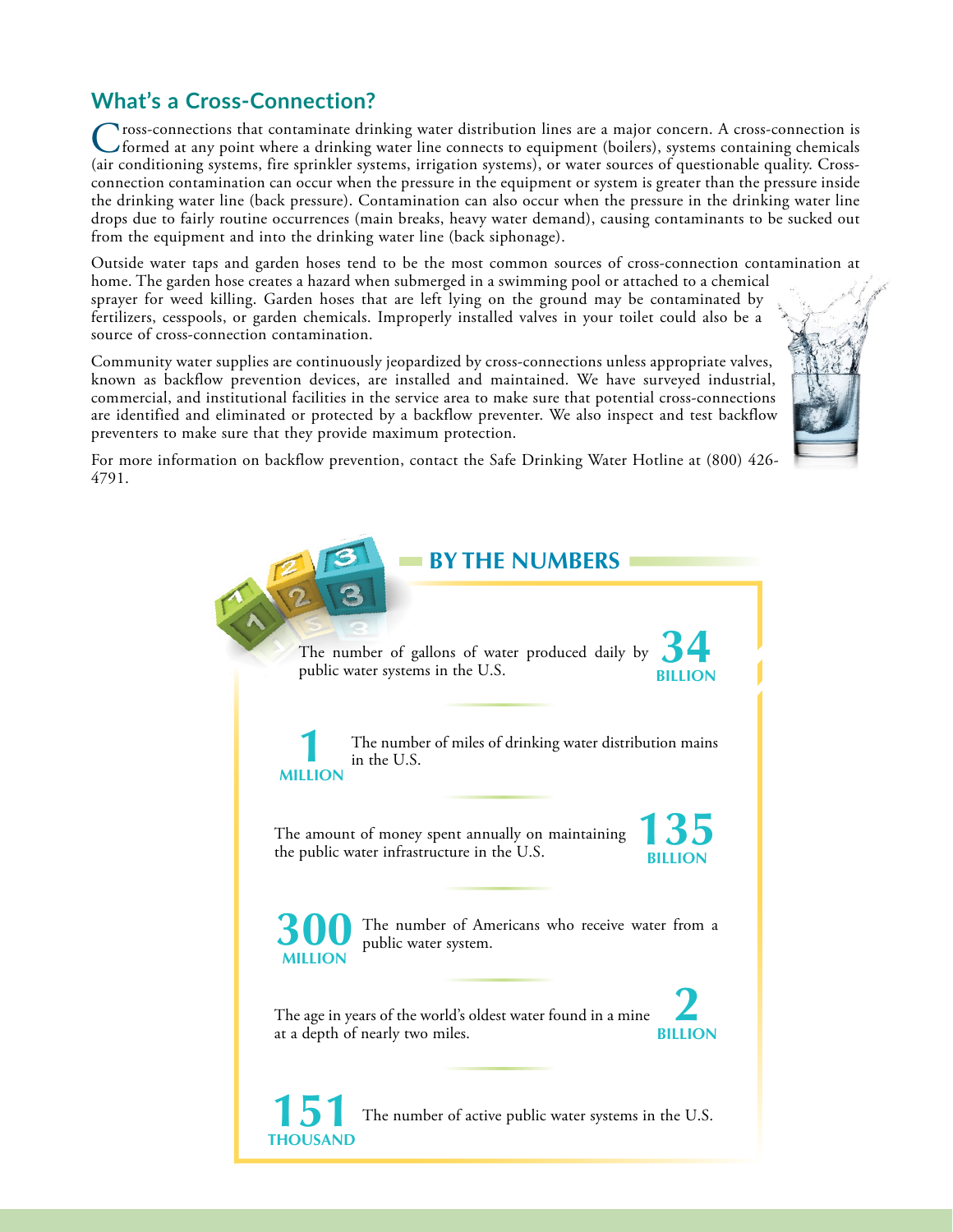## What's a Cross-Connection?

Cross-connections that contaminate drinking water distribution lines are a major concern. A cross-connection is formed at any point where a drinking water line connects to equipment (boilers), systems containing chemicals (air conditioning systems, fire sprinkler systems, irrigation systems), or water sources of questionable quality. Cross-connection contamination can occur when the pressure in the equipment or system is greater than the pressure inside the drinking water line (back pressure). Contamination can also occur when the pressure in the drinking water line drops due to fairly routine occurrences (main breaks, heavy water demand), causing contaminants to be sucked out from the equipment and into the drinking water line (back siphonage).

Outside water taps and garden hoses tend to be the most common sources of cross-connection contamination at home. The garden hose creates a hazard when submerged in a swimming pool or attached to a chemical sprayer for weed killing. Garden hoses that are left lying on the ground may be contaminated by fertilizers, cesspools, or garden chemicals. Improperly installed valves in your toilet could also be a source of cross-connection contamination.

Community water supplies are continuously jeopardized by cross-connections unless appropriate valves, known as backflow prevention devices, are installed and maintained. We have surveyed industrial, commercial, and institutional facilities in the service area to make sure that potential cross-connections are identified and eliminated or protected by a backflow preventer. We also inspect and test backflow preventers to make sure that they provide maximum protection.

For more information on backflow prevention, contact the Safe Drinking Water Hotline at (800) 426-4791.

## BY THE NUMBERS

**34 BILLION** — The number of gallons of water produced daily by public water systems in the U.S.

**1 MILLION** — The number of miles of drinking water distribution mains in the U.S.

**135 BILLION** — The amount of money spent annually on maintaining the public water infrastructure in the U.S.

**300 MILLION** — The number of Americans who receive water from a public water system.

**2 BILLION** — The age in years of the world's oldest water found in a mine at a depth of nearly two miles.

**151 THOUSAND** — The number of active public water systems in the U.S.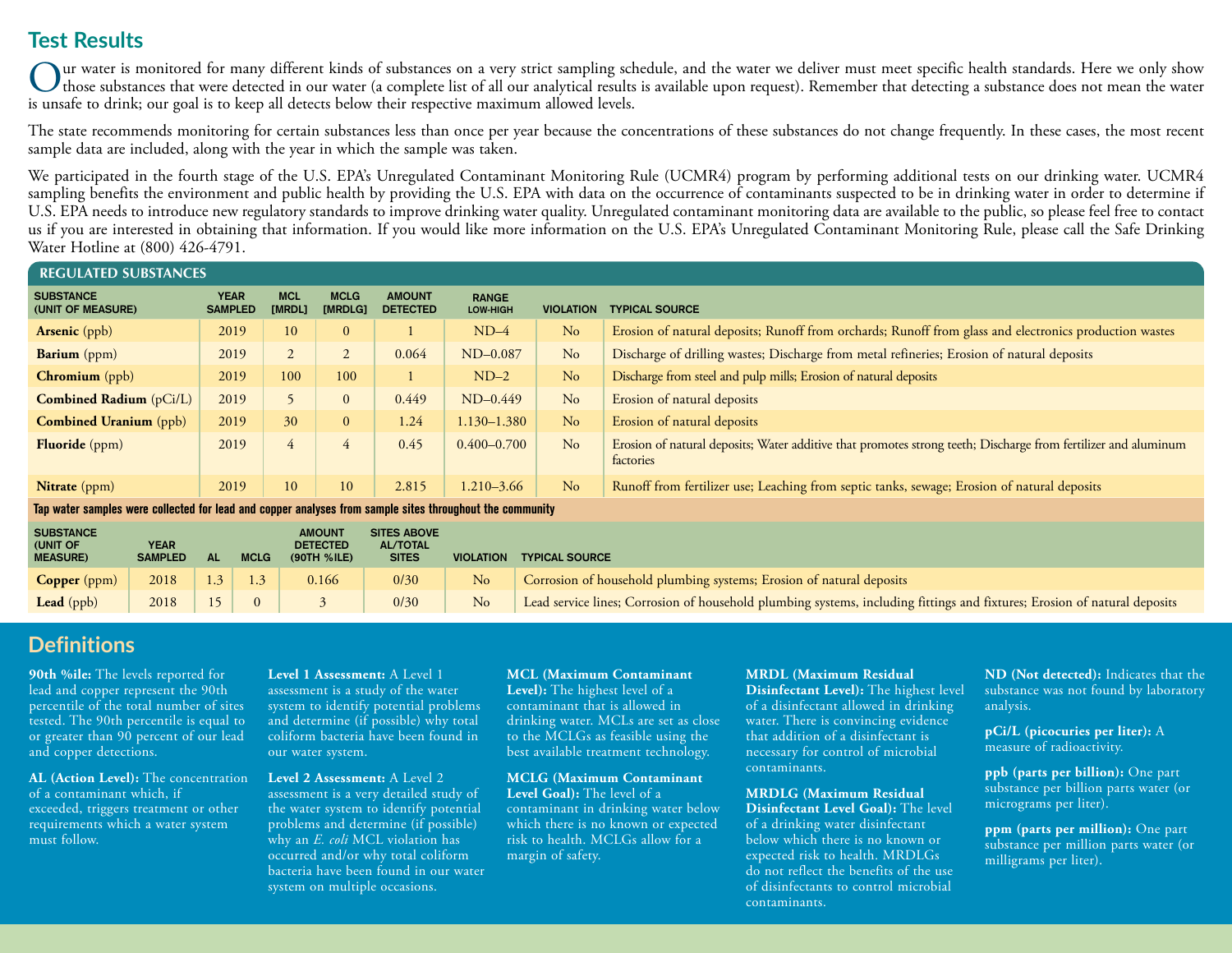## Test Results

Our water is monitored for many different kinds of substances on a very strict sampling schedule, and the water we deliver must meet specific health standards. Here we only show those substances that were detected in our water (a complete list of all our analytical results is available upon request). Remember that detecting a substance does not mean the water is unsafe to drink; our goal is to keep all detects below their respective maximum allowed levels.

The state recommends monitoring for certain substances less than once per year because the concentrations of these substances do not change frequently. In these cases, the most recent sample data are included, along with the year in which the sample was taken.

We participated in the fourth stage of the U.S. EPA's Unregulated Contaminant Monitoring Rule (UCMR4) program by performing additional tests on our drinking water. UCMR4 sampling benefits the environment and public health by providing the U.S. EPA with data on the occurrence of contaminants suspected to be in drinking water in order to determine if U.S. EPA needs to introduce new regulatory standards to improve drinking water quality. Unregulated contaminant monitoring data are available to the public, so please feel free to contact us if you are interested in obtaining that information. If you would like more information on the U.S. EPA's Unregulated Contaminant Monitoring Rule, please call the Safe Drinking Water Hotline at (800) 426-4791.

### REGULATED SUBSTANCES

| SUBSTANCE (UNIT OF MEASURE) | YEAR SAMPLED | MCL [MRDL] | MCLG [MRDLG] | AMOUNT DETECTED | RANGE LOW-HIGH | VIOLATION | TYPICAL SOURCE |
|---|---|---|---|---|---|---|---|
| **Arsenic** (ppb) | 2019 | 10 | 0 | 1 | ND–4 | No | Erosion of natural deposits; Runoff from orchards; Runoff from glass and electronics production wastes |
| **Barium** (ppm) | 2019 | 2 | 2 | 0.064 | ND–0.087 | No | Discharge of drilling wastes; Discharge from metal refineries; Erosion of natural deposits |
| **Chromium** (ppb) | 2019 | 100 | 100 | 1 | ND–2 | No | Discharge from steel and pulp mills; Erosion of natural deposits |
| **Combined Radium** (pCi/L) | 2019 | 5 | 0 | 0.449 | ND–0.449 | No | Erosion of natural deposits |
| **Combined Uranium** (ppb) | 2019 | 30 | 0 | 1.24 | 1.130–1.380 | No | Erosion of natural deposits |
| **Fluoride** (ppm) | 2019 | 4 | 4 | 0.45 | 0.400–0.700 | No | Erosion of natural deposits; Water additive that promotes strong teeth; Discharge from fertilizer and aluminum factories |
| **Nitrate** (ppm) | 2019 | 10 | 10 | 2.815 | 1.210–3.66 | No | Runoff from fertilizer use; Leaching from septic tanks, sewage; Erosion of natural deposits |

**Tap water samples were collected for lead and copper analyses from sample sites throughout the community**

| SUBSTANCE (UNIT OF MEASURE) | YEAR SAMPLED | AL | MCLG | AMOUNT DETECTED (90TH %ILE) | SITES ABOVE AL/TOTAL SITES | VIOLATION | TYPICAL SOURCE |
|---|---|---|---|---|---|---|---|
| **Copper** (ppm) | 2018 | 1.3 | 1.3 | 0.166 | 0/30 | No | Corrosion of household plumbing systems; Erosion of natural deposits |
| **Lead** (ppb) | 2018 | 15 | 0 | 3 | 0/30 | No | Lead service lines; Corrosion of household plumbing systems, including fittings and fixtures; Erosion of natural deposits |

## Definitions

**90th %ile:** The levels reported for lead and copper represent the 90th percentile of the total number of sites tested. The 90th percentile is equal to or greater than 90 percent of our lead and copper detections.

**AL (Action Level):** The concentration of a contaminant which, if exceeded, triggers treatment or other requirements which a water system must follow.

**Level 1 Assessment:** A Level 1 assessment is a study of the water system to identify potential problems and determine (if possible) why total coliform bacteria have been found in our water system.

**Level 2 Assessment:** A Level 2 assessment is a very detailed study of the water system to identify potential problems and determine (if possible) why an *E. coli* MCL violation has occurred and/or why total coliform bacteria have been found in our water system on multiple occasions.

**MCL (Maximum Contaminant Level):** The highest level of a contaminant that is allowed in drinking water. MCLs are set as close to the MCLGs as feasible using the best available treatment technology.

**MCLG (Maximum Contaminant Level Goal):** The level of a contaminant in drinking water below which there is no known or expected risk to health. MCLGs allow for a margin of safety.

**MRDL (Maximum Residual Disinfectant Level):** The highest level of a disinfectant allowed in drinking water. There is convincing evidence that addition of a disinfectant is necessary for control of microbial contaminants.

**MRDLG (Maximum Residual Disinfectant Level Goal):** The level of a drinking water disinfectant below which there is no known or expected risk to health. MRDLGs do not reflect the benefits of the use of disinfectants to control microbial contaminants.

**ND (Not detected):** Indicates that the substance was not found by laboratory analysis.

**pCi/L (picocuries per liter):** A measure of radioactivity.

**ppb (parts per billion):** One part substance per billion parts water (or micrograms per liter).

**ppm (parts per million):** One part substance per million parts water (or milligrams per liter).